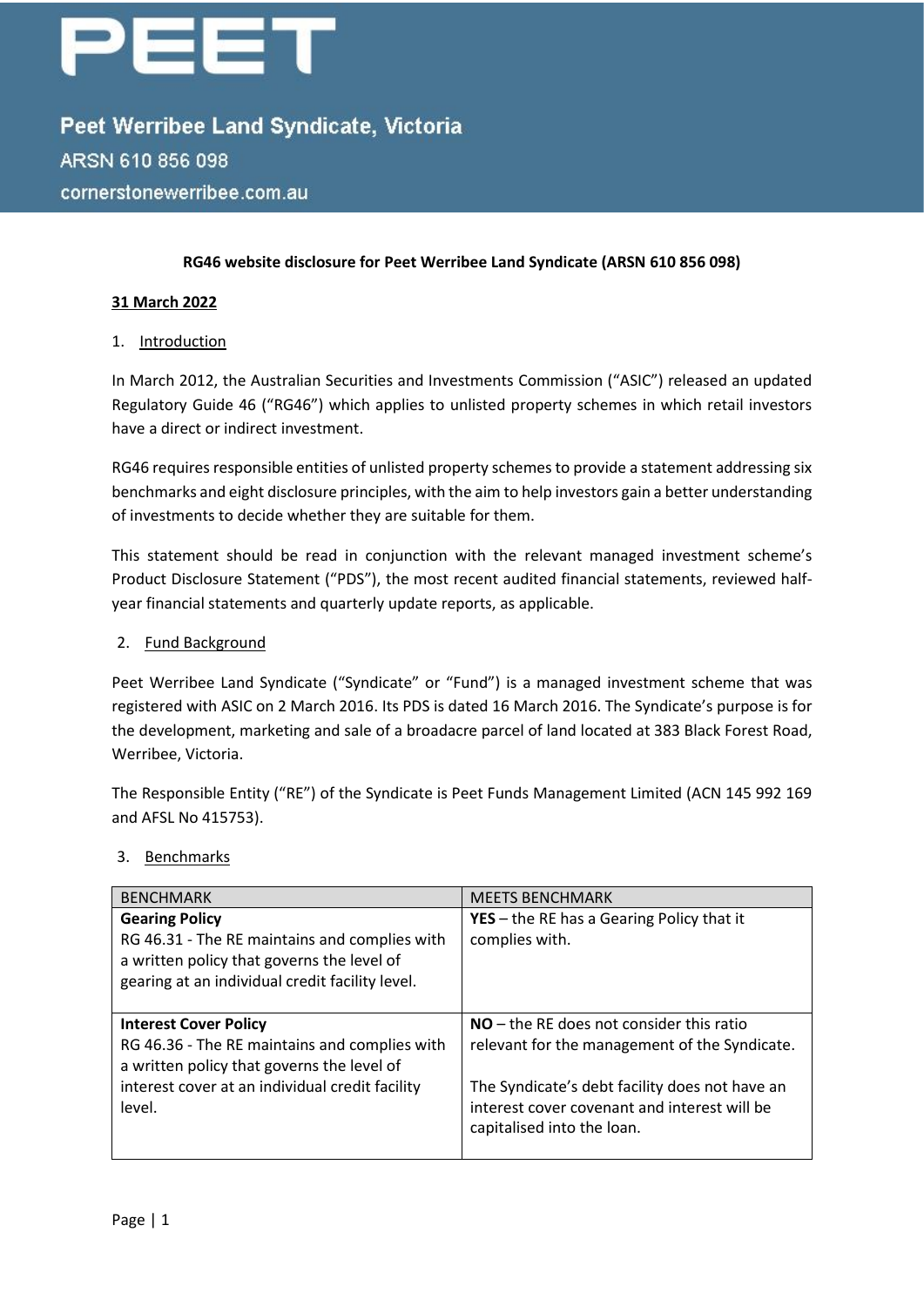# PEET

## Peet Werribee Land Syndicate, Victoria

ARSN 610 856 098

cornerstonewerribee.com.au

**RG46 website disclosure for Peet Werribee Land Syndicate (ARSN 610 856 098)**

**31 March 2022**

1. Introduction

In March 2012, the Australian Securities and Investments Commission ("ASIC") released an updated Regulatory Guide 46 ("RG46") which applies to unlisted property schemes in which retail investors have a direct or indirect investment.

RG46 requires responsible entities of unlisted property schemes to provide a statement addressing six benchmarks and eight disclosure principles, with the aim to help investors gain a better understanding of investments to decide whether they are suitable for them.

This statement should be read in conjunction with the relevant managed investment scheme's Product Disclosure Statement ("PDS"), the most recent audited financial statements, reviewed half-year financial statements and quarterly update reports, as applicable.

2. Fund Background

Peet Werribee Land Syndicate ("Syndicate" or "Fund") is a managed investment scheme that was registered with ASIC on 2 March 2016. Its PDS is dated 16 March 2016. The Syndicate's purpose is for the development, marketing and sale of a broadacre parcel of land located at 383 Black Forest Road, Werribee, Victoria.

The Responsible Entity ("RE") of the Syndicate is Peet Funds Management Limited (ACN 145 992 169 and AFSL No 415753).

3. Benchmarks

| BENCHMARK | MEETS BENCHMARK |
|---|---|
| **Gearing Policy**<br>RG 46.31 - The RE maintains and complies with a written policy that governs the level of gearing at an individual credit facility level. | **YES** – the RE has a Gearing Policy that it complies with. |
| **Interest Cover Policy**<br>RG 46.36 - The RE maintains and complies with a written policy that governs the level of interest cover at an individual credit facility level. | **NO** – the RE does not consider this ratio relevant for the management of the Syndicate.<br><br>The Syndicate's debt facility does not have an interest cover covenant and interest will be capitalised into the loan. |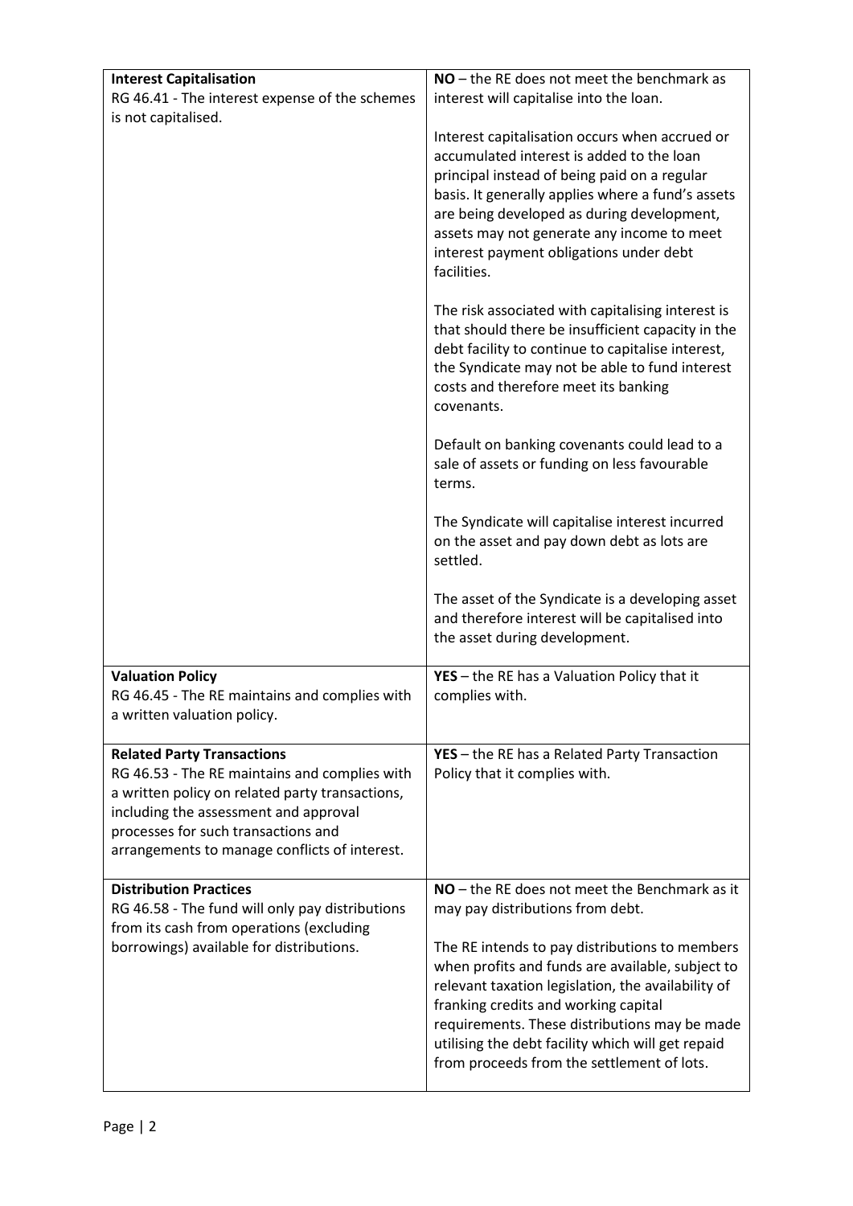| **Interest Capitalisation**<br>RG 46.41 - The interest expense of the schemes is not capitalised. | **NO** – the RE does not meet the benchmark as interest will capitalise into the loan.<br><br>Interest capitalisation occurs when accrued or accumulated interest is added to the loan principal instead of being paid on a regular basis. It generally applies where a fund's assets are being developed as during development, assets may not generate any income to meet interest payment obligations under debt facilities.<br><br>The risk associated with capitalising interest is that should there be insufficient capacity in the debt facility to continue to capitalise interest, the Syndicate may not be able to fund interest costs and therefore meet its banking covenants.<br><br>Default on banking covenants could lead to a sale of assets or funding on less favourable terms.<br><br>The Syndicate will capitalise interest incurred on the asset and pay down debt as lots are settled.<br><br>The asset of the Syndicate is a developing asset and therefore interest will be capitalised into the asset during development. |
|---|---|
| **Valuation Policy**<br>RG 46.45 - The RE maintains and complies with a written valuation policy. | **YES** – the RE has a Valuation Policy that it complies with. |
| **Related Party Transactions**<br>RG 46.53 - The RE maintains and complies with a written policy on related party transactions, including the assessment and approval processes for such transactions and arrangements to manage conflicts of interest. | **YES** – the RE has a Related Party Transaction Policy that it complies with. |
| **Distribution Practices**<br>RG 46.58 - The fund will only pay distributions from its cash from operations (excluding borrowings) available for distributions. | **NO** – the RE does not meet the Benchmark as it may pay distributions from debt.<br><br>The RE intends to pay distributions to members when profits and funds are available, subject to relevant taxation legislation, the availability of franking credits and working capital requirements. These distributions may be made utilising the debt facility which will get repaid from proceeds from the settlement of lots. |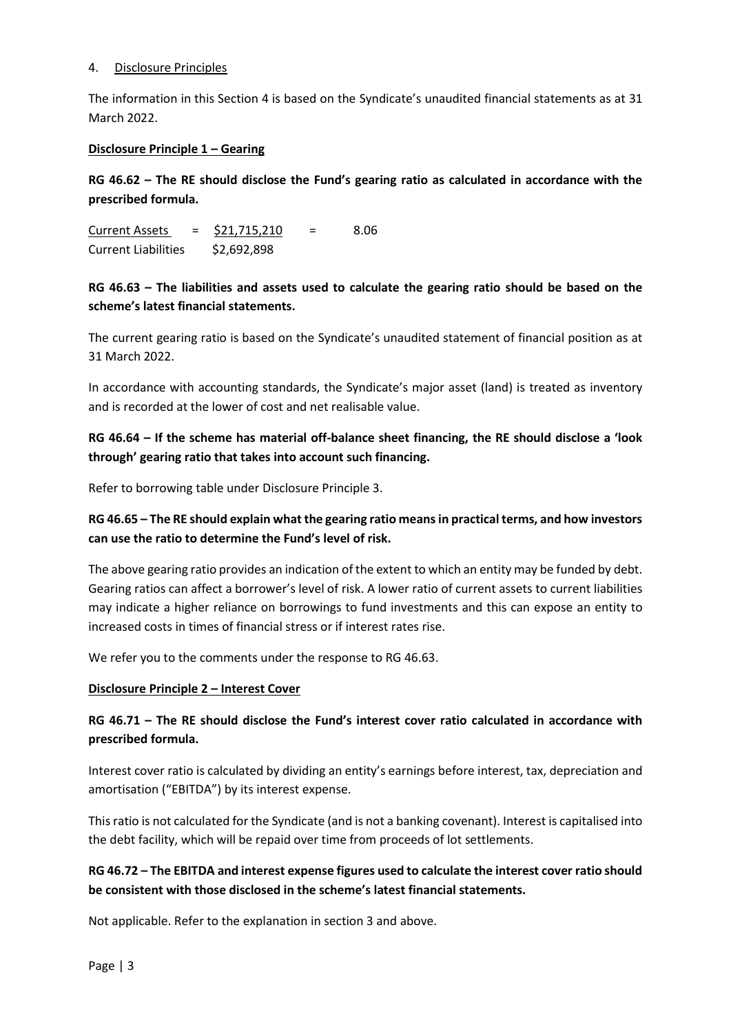## 4. Disclosure Principles

The information in this Section 4 is based on the Syndicate's unaudited financial statements as at 31 March 2022.

### Disclosure Principle 1 – Gearing

**RG 46.62 – The RE should disclose the Fund's gearing ratio as calculated in accordance with the prescribed formula.**

$$\frac{\text{Current Assets}}{\text{Current Liabilities}} = \frac{\$21,715,210}{\$2,692,898} = 8.06$$

**RG 46.63 – The liabilities and assets used to calculate the gearing ratio should be based on the scheme's latest financial statements.**

The current gearing ratio is based on the Syndicate's unaudited statement of financial position as at 31 March 2022.

In accordance with accounting standards, the Syndicate's major asset (land) is treated as inventory and is recorded at the lower of cost and net realisable value.

**RG 46.64 – If the scheme has material off-balance sheet financing, the RE should disclose a 'look through' gearing ratio that takes into account such financing.**

Refer to borrowing table under Disclosure Principle 3.

**RG 46.65 – The RE should explain what the gearing ratio means in practical terms, and how investors can use the ratio to determine the Fund's level of risk.**

The above gearing ratio provides an indication of the extent to which an entity may be funded by debt. Gearing ratios can affect a borrower's level of risk. A lower ratio of current assets to current liabilities may indicate a higher reliance on borrowings to fund investments and this can expose an entity to increased costs in times of financial stress or if interest rates rise.

We refer you to the comments under the response to RG 46.63.

### Disclosure Principle 2 – Interest Cover

**RG 46.71 – The RE should disclose the Fund's interest cover ratio calculated in accordance with prescribed formula.**

Interest cover ratio is calculated by dividing an entity's earnings before interest, tax, depreciation and amortisation ("EBITDA") by its interest expense.

This ratio is not calculated for the Syndicate (and is not a banking covenant). Interest is capitalised into the debt facility, which will be repaid over time from proceeds of lot settlements.

**RG 46.72 – The EBITDA and interest expense figures used to calculate the interest cover ratio should be consistent with those disclosed in the scheme's latest financial statements.**

Not applicable. Refer to the explanation in section 3 and above.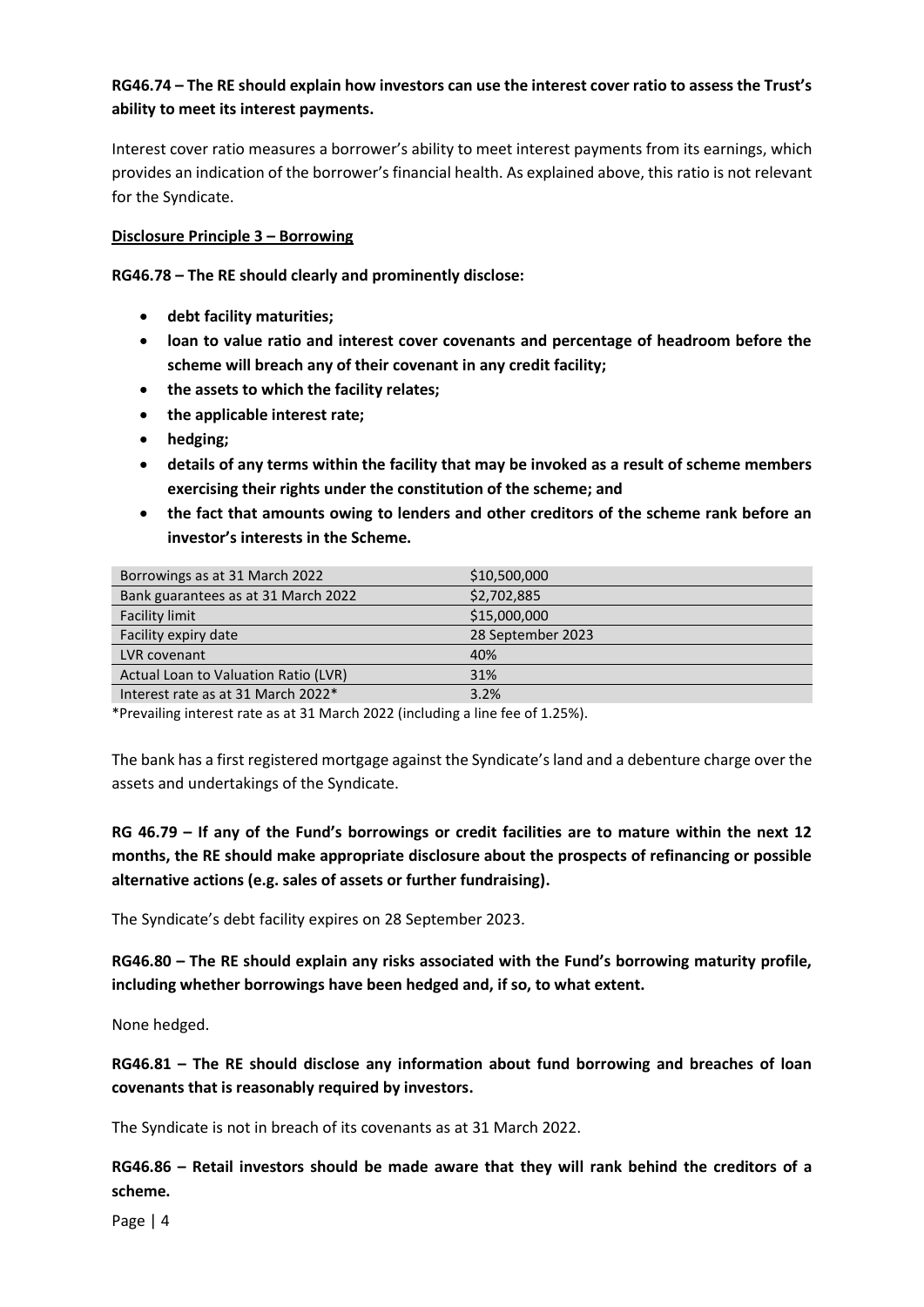**RG46.74 – The RE should explain how investors can use the interest cover ratio to assess the Trust's ability to meet its interest payments.**

Interest cover ratio measures a borrower's ability to meet interest payments from its earnings, which provides an indication of the borrower's financial health. As explained above, this ratio is not relevant for the Syndicate.

**Disclosure Principle 3 – Borrowing**

**RG46.78 – The RE should clearly and prominently disclose:**

- **debt facility maturities;**
- **loan to value ratio and interest cover covenants and percentage of headroom before the scheme will breach any of their covenant in any credit facility;**
- **the assets to which the facility relates;**
- **the applicable interest rate;**
- **hedging;**
- **details of any terms within the facility that may be invoked as a result of scheme members exercising their rights under the constitution of the scheme; and**
- **the fact that amounts owing to lenders and other creditors of the scheme rank before an investor's interests in the Scheme.**

| | |
|---|---|
| Borrowings as at 31 March 2022 | $10,500,000 |
| Bank guarantees as at 31 March 2022 | $2,702,885 |
| Facility limit | $15,000,000 |
| Facility expiry date | 28 September 2023 |
| LVR covenant | 40% |
| Actual Loan to Valuation Ratio (LVR) | 31% |
| Interest rate as at 31 March 2022* | 3.2% |

*Prevailing interest rate as at 31 March 2022 (including a line fee of 1.25%).

The bank has a first registered mortgage against the Syndicate's land and a debenture charge over the assets and undertakings of the Syndicate.

**RG 46.79 – If any of the Fund's borrowings or credit facilities are to mature within the next 12 months, the RE should make appropriate disclosure about the prospects of refinancing or possible alternative actions (e.g. sales of assets or further fundraising).**

The Syndicate's debt facility expires on 28 September 2023.

**RG46.80 – The RE should explain any risks associated with the Fund's borrowing maturity profile, including whether borrowings have been hedged and, if so, to what extent.**

None hedged.

**RG46.81 – The RE should disclose any information about fund borrowing and breaches of loan covenants that is reasonably required by investors.**

The Syndicate is not in breach of its covenants as at 31 March 2022.

**RG46.86 – Retail investors should be made aware that they will rank behind the creditors of a scheme.**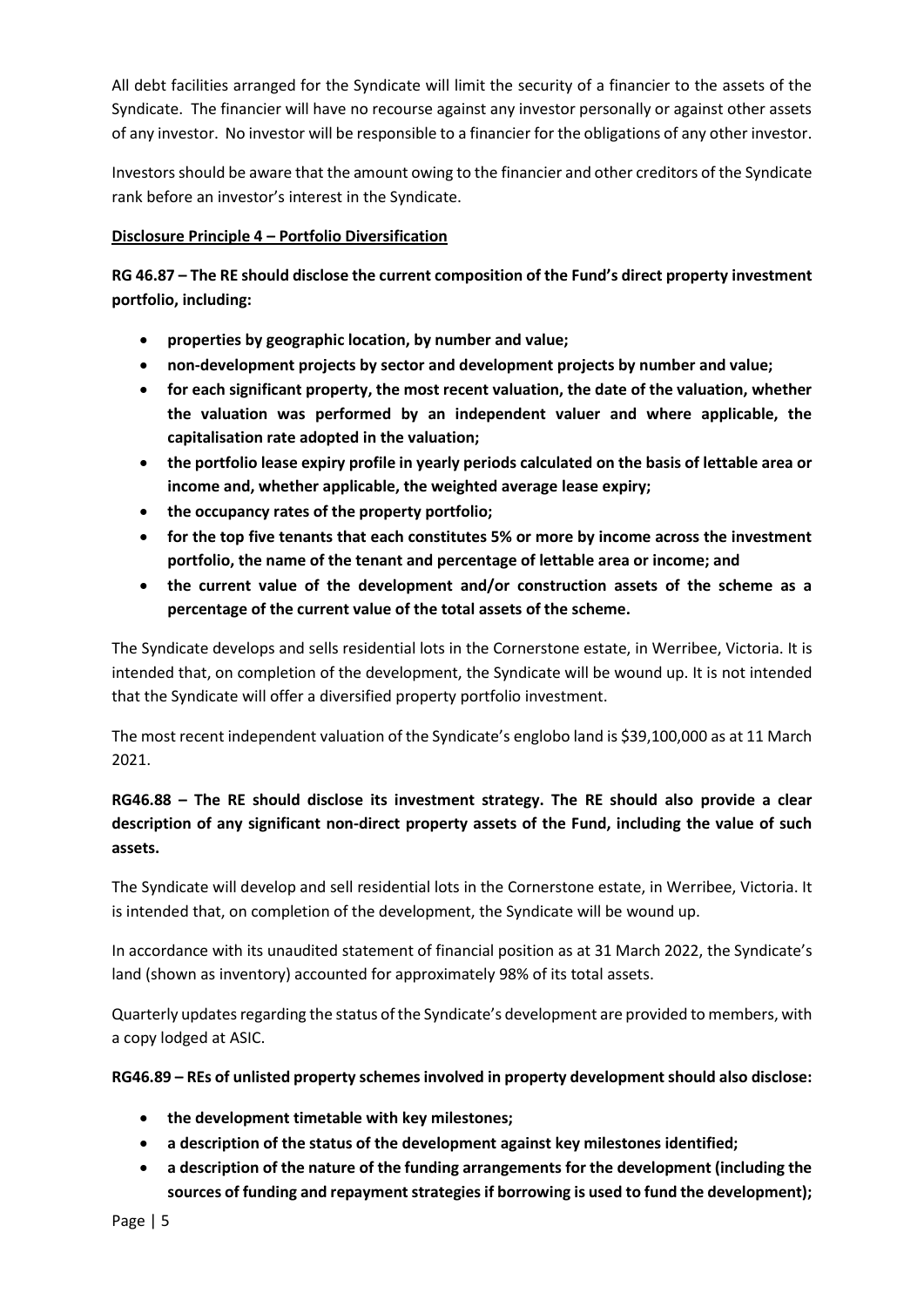All debt facilities arranged for the Syndicate will limit the security of a financier to the assets of the Syndicate. The financier will have no recourse against any investor personally or against other assets of any investor. No investor will be responsible to a financier for the obligations of any other investor.

Investors should be aware that the amount owing to the financier and other creditors of the Syndicate rank before an investor's interest in the Syndicate.

**Disclosure Principle 4 – Portfolio Diversification**

**RG 46.87 – The RE should disclose the current composition of the Fund's direct property investment portfolio, including:**

- **properties by geographic location, by number and value;**
- **non-development projects by sector and development projects by number and value;**
- **for each significant property, the most recent valuation, the date of the valuation, whether the valuation was performed by an independent valuer and where applicable, the capitalisation rate adopted in the valuation;**
- **the portfolio lease expiry profile in yearly periods calculated on the basis of lettable area or income and, whether applicable, the weighted average lease expiry;**
- **the occupancy rates of the property portfolio;**
- **for the top five tenants that each constitutes 5% or more by income across the investment portfolio, the name of the tenant and percentage of lettable area or income; and**
- **the current value of the development and/or construction assets of the scheme as a percentage of the current value of the total assets of the scheme.**

The Syndicate develops and sells residential lots in the Cornerstone estate, in Werribee, Victoria. It is intended that, on completion of the development, the Syndicate will be wound up. It is not intended that the Syndicate will offer a diversified property portfolio investment.

The most recent independent valuation of the Syndicate's englobo land is $39,100,000 as at 11 March 2021.

**RG46.88 – The RE should disclose its investment strategy. The RE should also provide a clear description of any significant non-direct property assets of the Fund, including the value of such assets.**

The Syndicate will develop and sell residential lots in the Cornerstone estate, in Werribee, Victoria. It is intended that, on completion of the development, the Syndicate will be wound up.

In accordance with its unaudited statement of financial position as at 31 March 2022, the Syndicate's land (shown as inventory) accounted for approximately 98% of its total assets.

Quarterly updates regarding the status of the Syndicate's development are provided to members, with a copy lodged at ASIC.

**RG46.89 – REs of unlisted property schemes involved in property development should also disclose:**

- **the development timetable with key milestones;**
- **a description of the status of the development against key milestones identified;**
- **a description of the nature of the funding arrangements for the development (including the sources of funding and repayment strategies if borrowing is used to fund the development);**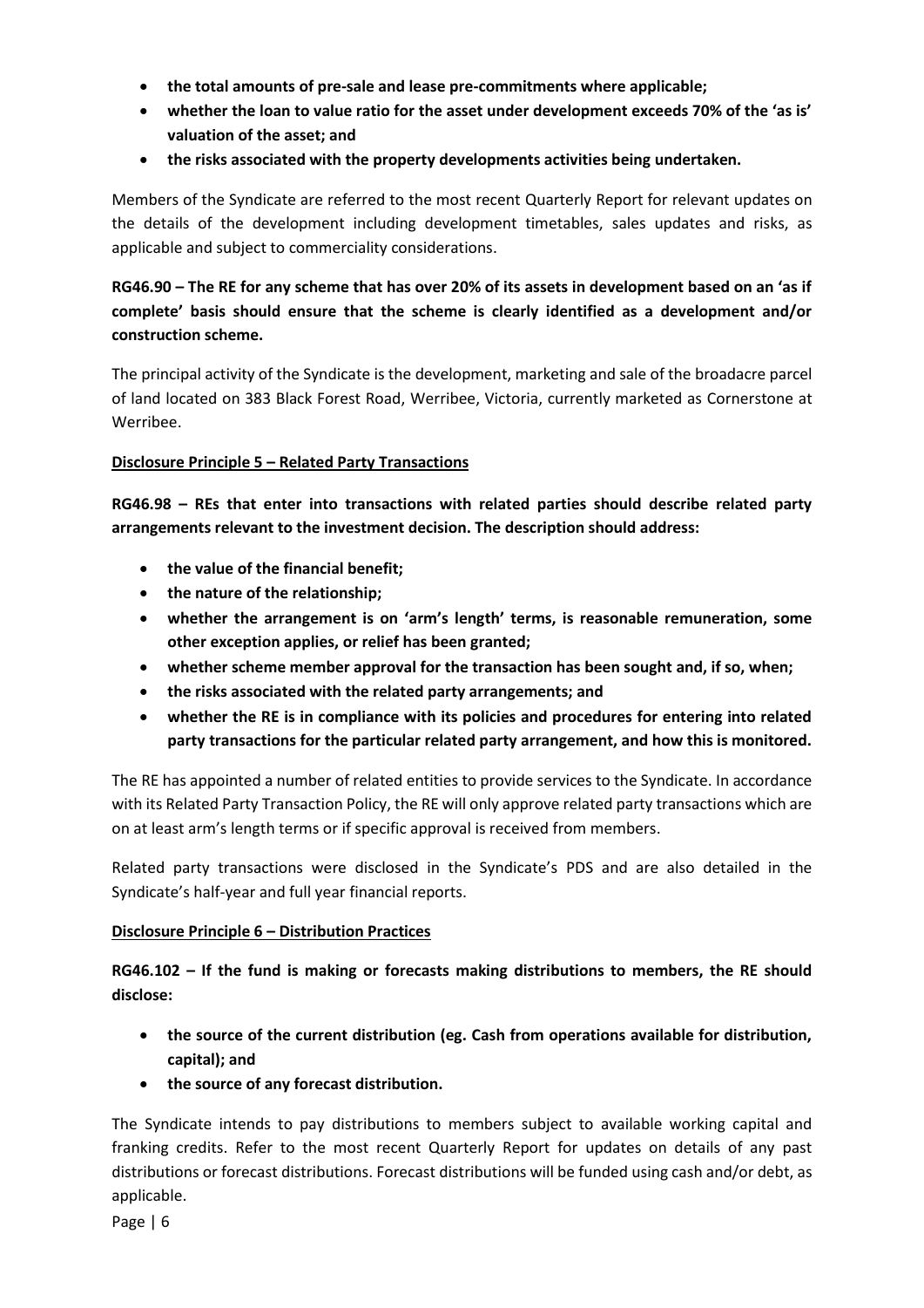- **the total amounts of pre-sale and lease pre-commitments where applicable;**
- **whether the loan to value ratio for the asset under development exceeds 70% of the 'as is' valuation of the asset; and**
- **the risks associated with the property developments activities being undertaken.**

Members of the Syndicate are referred to the most recent Quarterly Report for relevant updates on the details of the development including development timetables, sales updates and risks, as applicable and subject to commerciality considerations.

**RG46.90 – The RE for any scheme that has over 20% of its assets in development based on an 'as if complete' basis should ensure that the scheme is clearly identified as a development and/or construction scheme.**

The principal activity of the Syndicate is the development, marketing and sale of the broadacre parcel of land located on 383 Black Forest Road, Werribee, Victoria, currently marketed as Cornerstone at Werribee.

**Disclosure Principle 5 – Related Party Transactions**

**RG46.98 – REs that enter into transactions with related parties should describe related party arrangements relevant to the investment decision. The description should address:**

- **the value of the financial benefit;**
- **the nature of the relationship;**
- **whether the arrangement is on 'arm's length' terms, is reasonable remuneration, some other exception applies, or relief has been granted;**
- **whether scheme member approval for the transaction has been sought and, if so, when;**
- **the risks associated with the related party arrangements; and**
- **whether the RE is in compliance with its policies and procedures for entering into related party transactions for the particular related party arrangement, and how this is monitored.**

The RE has appointed a number of related entities to provide services to the Syndicate. In accordance with its Related Party Transaction Policy, the RE will only approve related party transactions which are on at least arm's length terms or if specific approval is received from members.

Related party transactions were disclosed in the Syndicate's PDS and are also detailed in the Syndicate's half-year and full year financial reports.

**Disclosure Principle 6 – Distribution Practices**

**RG46.102 – If the fund is making or forecasts making distributions to members, the RE should disclose:**

- **the source of the current distribution (eg. Cash from operations available for distribution, capital); and**
- **the source of any forecast distribution.**

The Syndicate intends to pay distributions to members subject to available working capital and franking credits. Refer to the most recent Quarterly Report for updates on details of any past distributions or forecast distributions. Forecast distributions will be funded using cash and/or debt, as applicable.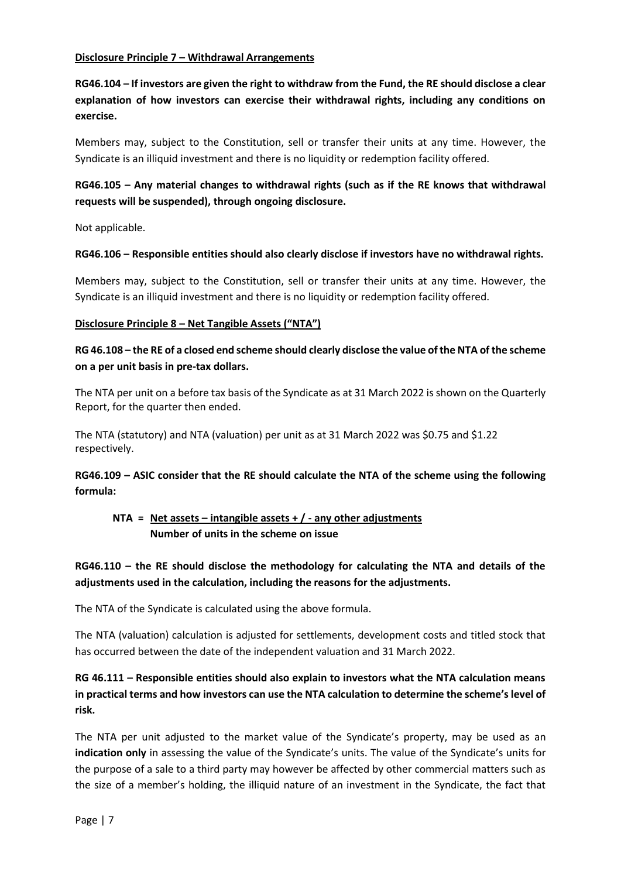**Disclosure Principle 7 – Withdrawal Arrangements**

**RG46.104 – If investors are given the right to withdraw from the Fund, the RE should disclose a clear explanation of how investors can exercise their withdrawal rights, including any conditions on exercise.**

Members may, subject to the Constitution, sell or transfer their units at any time. However, the Syndicate is an illiquid investment and there is no liquidity or redemption facility offered.

**RG46.105 – Any material changes to withdrawal rights (such as if the RE knows that withdrawal requests will be suspended), through ongoing disclosure.**

Not applicable.

**RG46.106 – Responsible entities should also clearly disclose if investors have no withdrawal rights.**

Members may, subject to the Constitution, sell or transfer their units at any time. However, the Syndicate is an illiquid investment and there is no liquidity or redemption facility offered.

**Disclosure Principle 8 – Net Tangible Assets ("NTA")**

**RG 46.108 – the RE of a closed end scheme should clearly disclose the value of the NTA of the scheme on a per unit basis in pre-tax dollars.**

The NTA per unit on a before tax basis of the Syndicate as at 31 March 2022 is shown on the Quarterly Report, for the quarter then ended.

The NTA (statutory) and NTA (valuation) per unit as at 31 March 2022 was $0.75 and $1.22 respectively.

**RG46.109 – ASIC consider that the RE should calculate the NTA of the scheme using the following formula:**

$$\text{NTA} = \frac{\text{Net assets} - \text{intangible assets} +/- \text{any other adjustments}}{\text{Number of units in the scheme on issue}}$$

**RG46.110 – the RE should disclose the methodology for calculating the NTA and details of the adjustments used in the calculation, including the reasons for the adjustments.**

The NTA of the Syndicate is calculated using the above formula.

The NTA (valuation) calculation is adjusted for settlements, development costs and titled stock that has occurred between the date of the independent valuation and 31 March 2022.

**RG 46.111 – Responsible entities should also explain to investors what the NTA calculation means in practical terms and how investors can use the NTA calculation to determine the scheme's level of risk.**

The NTA per unit adjusted to the market value of the Syndicate's property, may be used as an **indication only** in assessing the value of the Syndicate's units. The value of the Syndicate's units for the purpose of a sale to a third party may however be affected by other commercial matters such as the size of a member's holding, the illiquid nature of an investment in the Syndicate, the fact that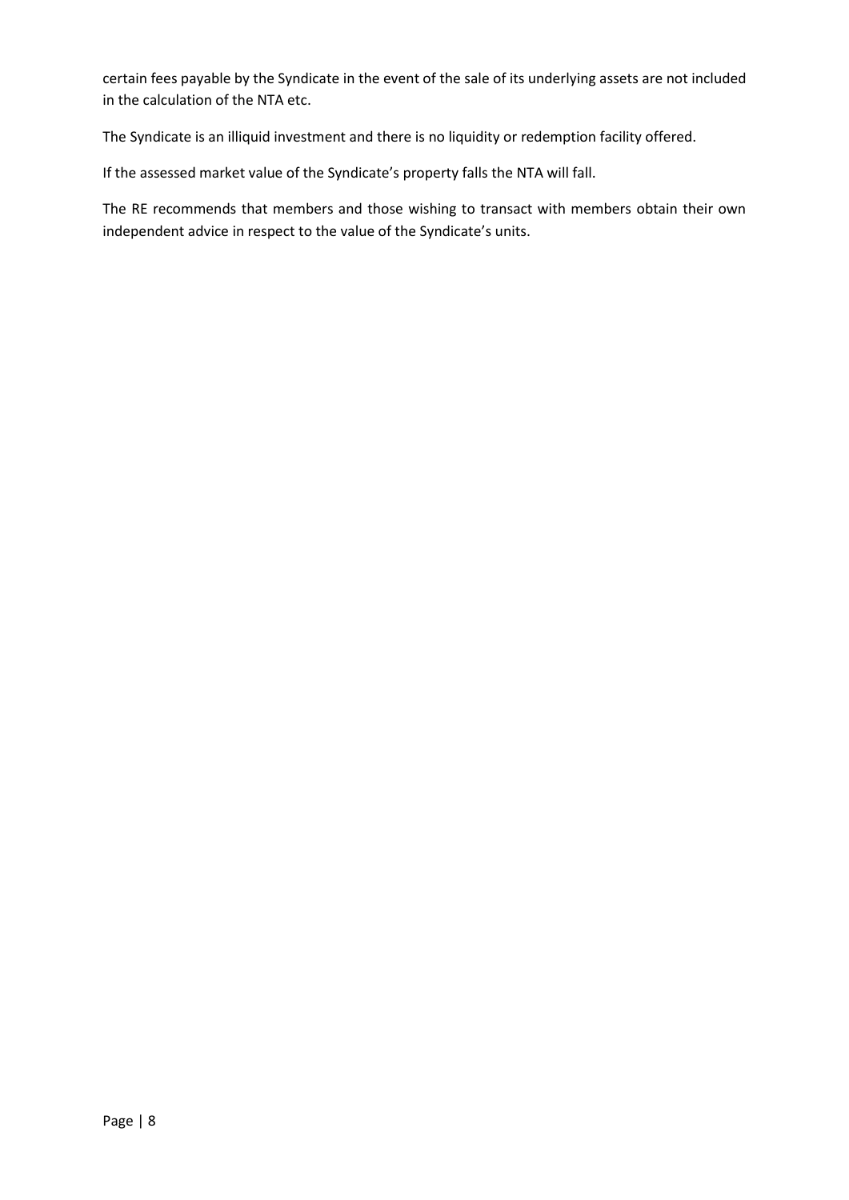certain fees payable by the Syndicate in the event of the sale of its underlying assets are not included in the calculation of the NTA etc.

The Syndicate is an illiquid investment and there is no liquidity or redemption facility offered.

If the assessed market value of the Syndicate's property falls the NTA will fall.

The RE recommends that members and those wishing to transact with members obtain their own independent advice in respect to the value of the Syndicate's units.